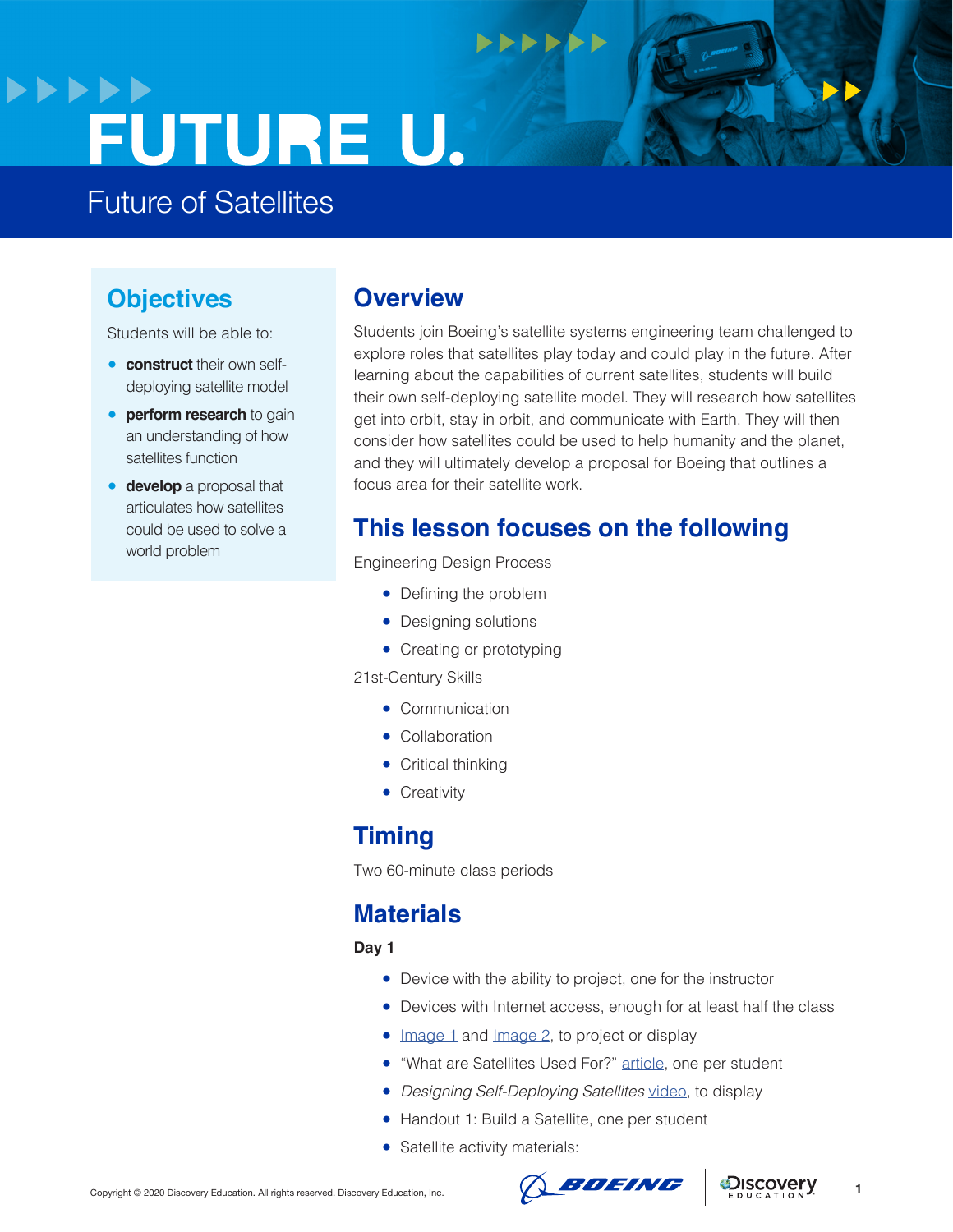# FUTURE U.

## Future of Satellites

## Objectives

Students will be able to:

- **construct** their own self-deploying satellite model
- **perform research** to gain an understanding of how satellites function
- **develop** a proposal that articulates how satellites could be used to solve a world problem

## Overview

Students join Boeing's satellite systems engineering team challenged to explore roles that satellites play today and could play in the future. After learning about the capabilities of current satellites, students will build their own self-deploying satellite model. They will research how satellites get into orbit, stay in orbit, and communicate with Earth. They will then consider how satellites could be used to help humanity and the planet, and they will ultimately develop a proposal for Boeing that outlines a focus area for their satellite work.

## This lesson focuses on the following

Engineering Design Process

- Defining the problem
- Designing solutions
- Creating or prototyping

21st-Century Skills

- Communication
- Collaboration
- Critical thinking
- Creativity

## Timing

Two 60-minute class periods

## Materials

**Day 1**

- Device with the ability to project, one for the instructor
- Devices with Internet access, enough for at least half the class
- Image 1 and Image 2, to project or display
- "What are Satellites Used For?" article, one per student
- *Designing Self-Deploying Satellites* video, to display
- Handout 1: Build a Satellite, one per student
- Satellite activity materials:

Copyright © 2020 Discovery Education. All rights reserved. Discovery Education, Inc.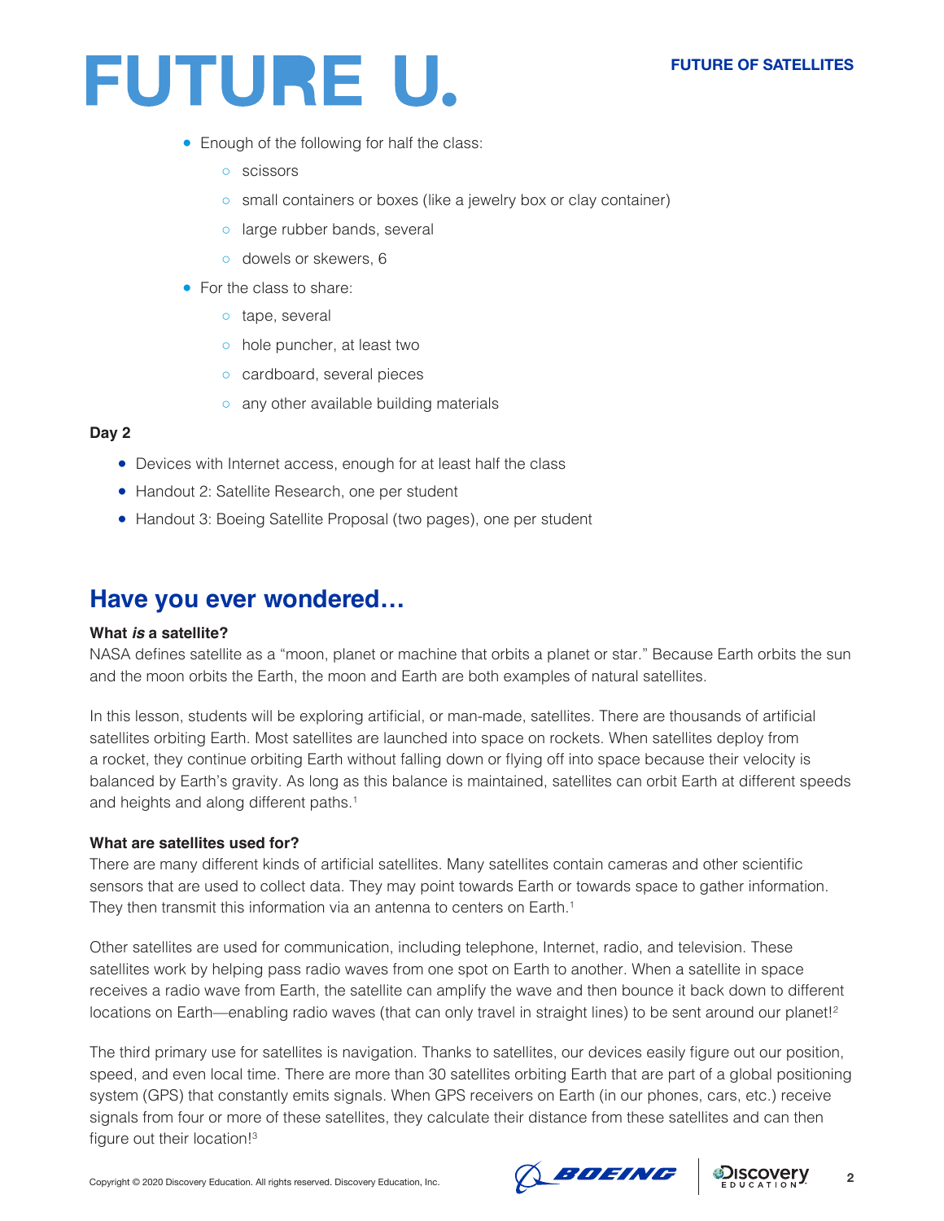- Enough of the following for half the class:
    - scissors
    - small containers or boxes (like a jewelry box or clay container)
    - large rubber bands, several
    - dowels or skewers, 6
- For the class to share:
    - tape, several
    - hole puncher, at least two
    - cardboard, several pieces
    - any other available building materials

**Day 2**

- Devices with Internet access, enough for at least half the class
- Handout 2: Satellite Research, one per student
- Handout 3: Boeing Satellite Proposal (two pages), one per student

## Have you ever wondered…

**What *is* a satellite?**

NASA defines satellite as a "moon, planet or machine that orbits a planet or star." Because Earth orbits the sun and the moon orbits the Earth, the moon and Earth are both examples of natural satellites.

In this lesson, students will be exploring artificial, or man-made, satellites. There are thousands of artificial satellites orbiting Earth. Most satellites are launched into space on rockets. When satellites deploy from a rocket, they continue orbiting Earth without falling down or flying off into space because their velocity is balanced by Earth's gravity. As long as this balance is maintained, satellites can orbit Earth at different speeds and heights and along different paths.[1]

**What are satellites used for?**

There are many different kinds of artificial satellites. Many satellites contain cameras and other scientific sensors that are used to collect data. They may point towards Earth or towards space to gather information. They then transmit this information via an antenna to centers on Earth.[1]

Other satellites are used for communication, including telephone, Internet, radio, and television. These satellites work by helping pass radio waves from one spot on Earth to another. When a satellite in space receives a radio wave from Earth, the satellite can amplify the wave and then bounce it back down to different locations on Earth—enabling radio waves (that can only travel in straight lines) to be sent around our planet![2]

The third primary use for satellites is navigation. Thanks to satellites, our devices easily figure out our position, speed, and even local time. There are more than 30 satellites orbiting Earth that are part of a global positioning system (GPS) that constantly emits signals. When GPS receivers on Earth (in our phones, cars, etc.) receive signals from four or more of these satellites, they calculate their distance from these satellites and can then figure out their location![3]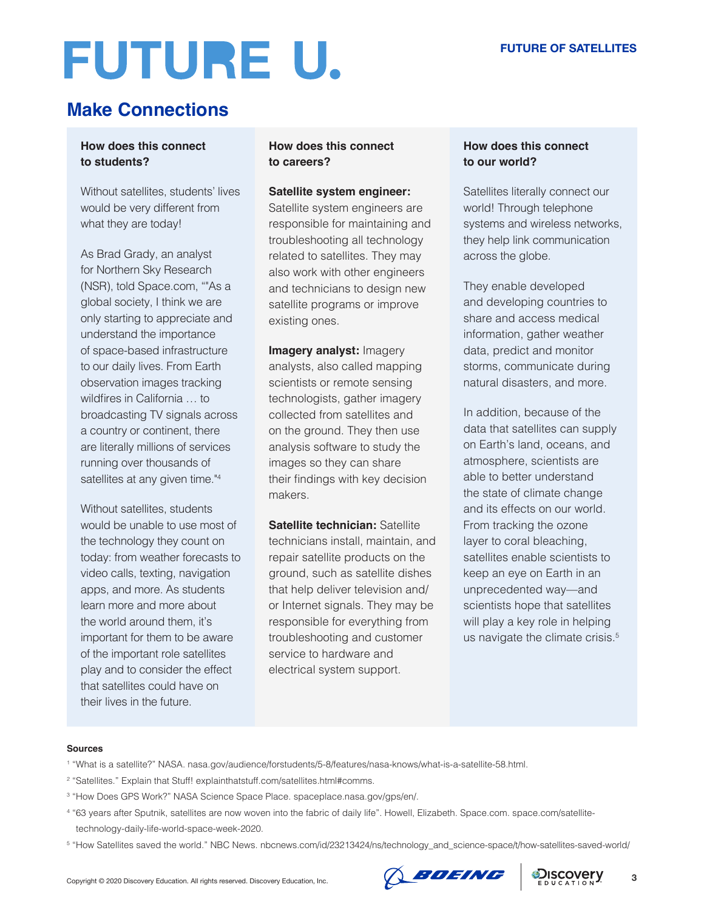# FUTURE U.

## Make Connections

### How does this connect to students?

Without satellites, students' lives would be very different from what they are today!

As Brad Grady, an analyst for Northern Sky Research (NSR), told Space.com, ""As a global society, I think we are only starting to appreciate and understand the importance of space-based infrastructure to our daily lives. From Earth observation images tracking wildfires in California … to broadcasting TV signals across a country or continent, there are literally millions of services running over thousands of satellites at any given time."[4]

Without satellites, students would be unable to use most of the technology they count on today: from weather forecasts to video calls, texting, navigation apps, and more. As students learn more and more about the world around them, it's important for them to be aware of the important role satellites play and to consider the effect that satellites could have on their lives in the future.

### How does this connect to careers?

**Satellite system engineer:** Satellite system engineers are responsible for maintaining and troubleshooting all technology related to satellites. They may also work with other engineers and technicians to design new satellite programs or improve existing ones.

**Imagery analyst:** Imagery analysts, also called mapping scientists or remote sensing technologists, gather imagery collected from satellites and on the ground. They then use analysis software to study the images so they can share their findings with key decision makers.

**Satellite technician:** Satellite technicians install, maintain, and repair satellite products on the ground, such as satellite dishes that help deliver television and/or Internet signals. They may be responsible for everything from troubleshooting and customer service to hardware and electrical system support.

### How does this connect to our world?

Satellites literally connect our world! Through telephone systems and wireless networks, they help link communication across the globe.

They enable developed and developing countries to share and access medical information, gather weather data, predict and monitor storms, communicate during natural disasters, and more.

In addition, because of the data that satellites can supply on Earth's land, oceans, and atmosphere, scientists are able to better understand the state of climate change and its effects on our world. From tracking the ozone layer to coral bleaching, satellites enable scientists to keep an eye on Earth in an unprecedented way—and scientists hope that satellites will play a key role in helping us navigate the climate crisis.[5]

**Sources**

[1] "What is a satellite?" NASA. nasa.gov/audience/forstudents/5-8/features/nasa-knows/what-is-a-satellite-58.html.

[2] "Satellites." Explain that Stuff! explainthatstuff.com/satellites.html#comms.

[3] "How Does GPS Work?" NASA Science Space Place. spaceplace.nasa.gov/gps/en/.

[4] "63 years after Sputnik, satellites are now woven into the fabric of daily life". Howell, Elizabeth. Space.com. space.com/satellite-technology-daily-life-world-space-week-2020.

[5] "How Satellites saved the world." NBC News. nbcnews.com/id/23213424/ns/technology_and_science-space/t/how-satellites-saved-world/

Copyright © 2020 Discovery Education. All rights reserved. Discovery Education, Inc.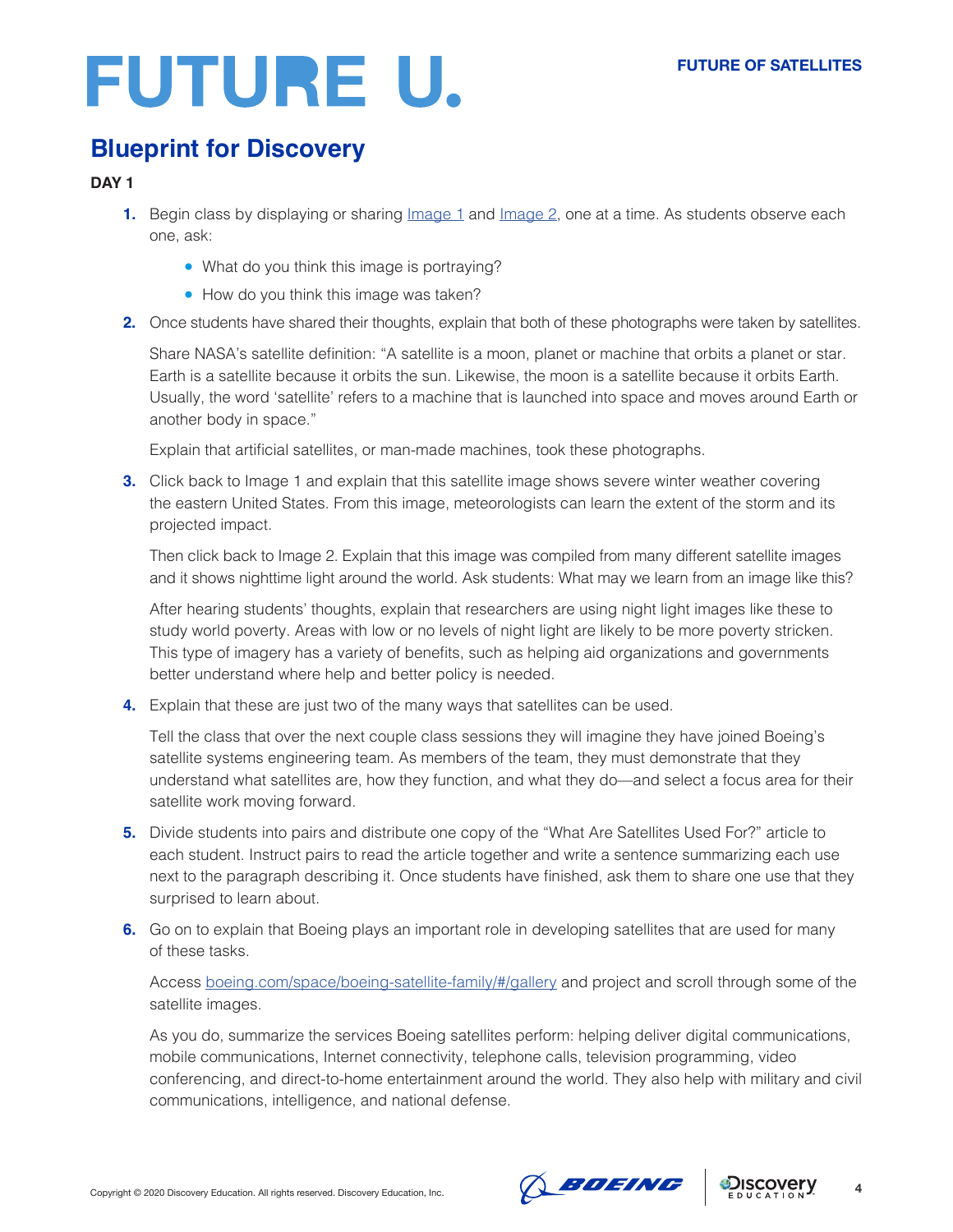## Blueprint for Discovery

**DAY 1**

1. Begin class by displaying or sharing [Image 1] and [Image 2], one at a time. As students observe each one, ask:
   - What do you think this image is portraying?
   - How do you think this image was taken?

2. Once students have shared their thoughts, explain that both of these photographs were taken by satellites.

   Share NASA's satellite definition: "A satellite is a moon, planet or machine that orbits a planet or star. Earth is a satellite because it orbits the sun. Likewise, the moon is a satellite because it orbits Earth. Usually, the word 'satellite' refers to a machine that is launched into space and moves around Earth or another body in space."

   Explain that artificial satellites, or man-made machines, took these photographs.

3. Click back to Image 1 and explain that this satellite image shows severe winter weather covering the eastern United States. From this image, meteorologists can learn the extent of the storm and its projected impact.

   Then click back to Image 2. Explain that this image was compiled from many different satellite images and it shows nighttime light around the world. Ask students: What may we learn from an image like this?

   After hearing students' thoughts, explain that researchers are using night light images like these to study world poverty. Areas with low or no levels of night light are likely to be more poverty stricken. This type of imagery has a variety of benefits, such as helping aid organizations and governments better understand where help and better policy is needed.

4. Explain that these are just two of the many ways that satellites can be used.

   Tell the class that over the next couple class sessions they will imagine they have joined Boeing's satellite systems engineering team. As members of the team, they must demonstrate that they understand what satellites are, how they function, and what they do—and select a focus area for their satellite work moving forward.

5. Divide students into pairs and distribute one copy of the "What Are Satellites Used For?" article to each student. Instruct pairs to read the article together and write a sentence summarizing each use next to the paragraph describing it. Once students have finished, ask them to share one use that they surprised to learn about.

6. Go on to explain that Boeing plays an important role in developing satellites that are used for many of these tasks.

   Access boeing.com/space/boeing-satellite-family/#/gallery and project and scroll through some of the satellite images.

   As you do, summarize the services Boeing satellites perform: helping deliver digital communications, mobile communications, Internet connectivity, telephone calls, television programming, video conferencing, and direct-to-home entertainment around the world. They also help with military and civil communications, intelligence, and national defense.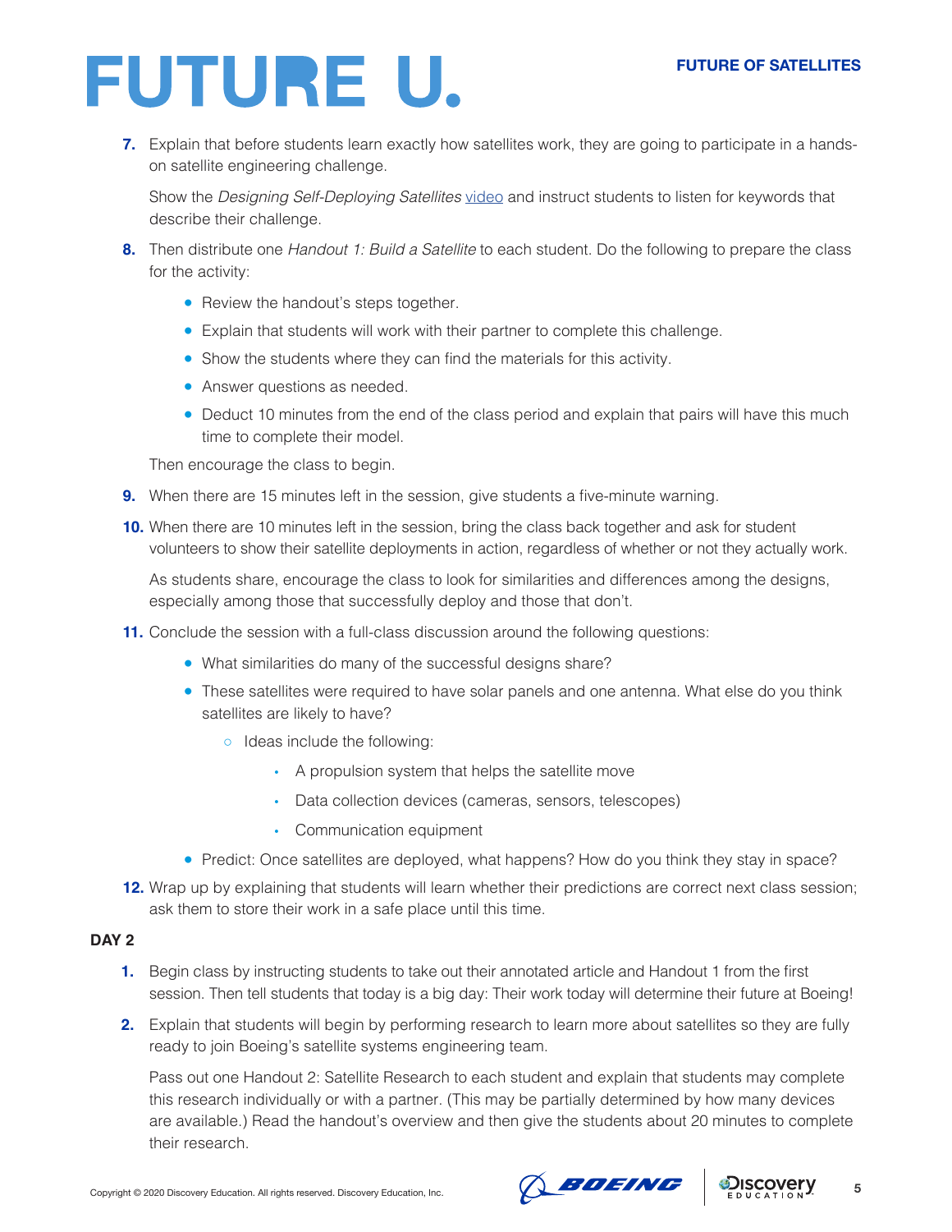7. Explain that before students learn exactly how satellites work, they are going to participate in a hands-on satellite engineering challenge.

   Show the *Designing Self-Deploying Satellites* video and instruct students to listen for keywords that describe their challenge.

8. Then distribute one *Handout 1: Build a Satellite* to each student. Do the following to prepare the class for the activity:

   - Review the handout's steps together.
   - Explain that students will work with their partner to complete this challenge.
   - Show the students where they can find the materials for this activity.
   - Answer questions as needed.
   - Deduct 10 minutes from the end of the class period and explain that pairs will have this much time to complete their model.

   Then encourage the class to begin.

9. When there are 15 minutes left in the session, give students a five-minute warning.

10. When there are 10 minutes left in the session, bring the class back together and ask for student volunteers to show their satellite deployments in action, regardless of whether or not they actually work.

    As students share, encourage the class to look for similarities and differences among the designs, especially among those that successfully deploy and those that don't.

11. Conclude the session with a full-class discussion around the following questions:

    - What similarities do many of the successful designs share?
    - These satellites were required to have solar panels and one antenna. What else do you think satellites are likely to have?
      - Ideas include the following:
        - A propulsion system that helps the satellite move
        - Data collection devices (cameras, sensors, telescopes)
        - Communication equipment
    - Predict: Once satellites are deployed, what happens? How do you think they stay in space?

12. Wrap up by explaining that students will learn whether their predictions are correct next class session; ask them to store their work in a safe place until this time.

**DAY 2**

1. Begin class by instructing students to take out their annotated article and Handout 1 from the first session. Then tell students that today is a big day: Their work today will determine their future at Boeing!

2. Explain that students will begin by performing research to learn more about satellites so they are fully ready to join Boeing's satellite systems engineering team.

   Pass out one Handout 2: Satellite Research to each student and explain that students may complete this research individually or with a partner. (This may be partially determined by how many devices are available.) Read the handout's overview and then give the students about 20 minutes to complete their research.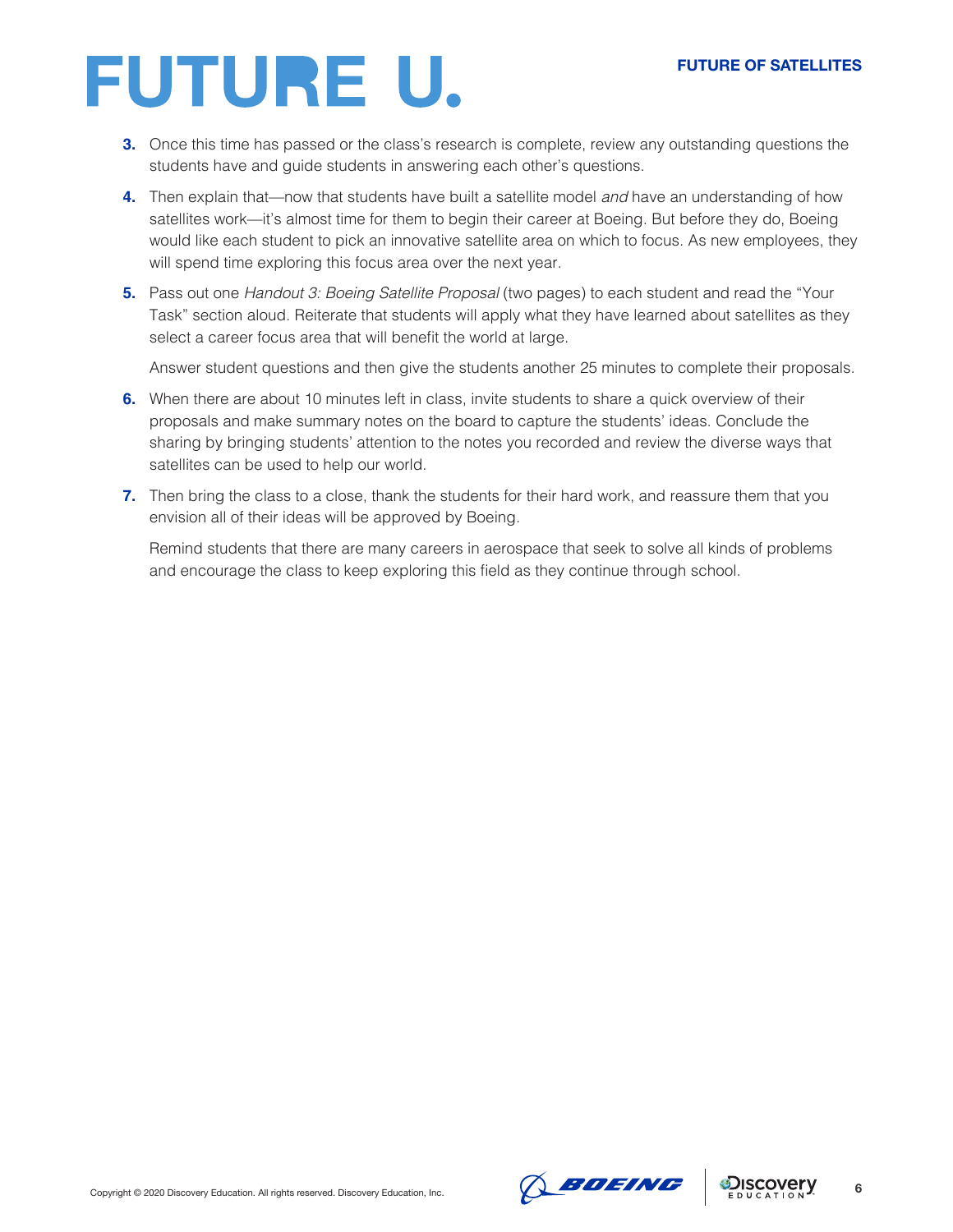3. Once this time has passed or the class's research is complete, review any outstanding questions the students have and guide students in answering each other's questions.

4. Then explain that—now that students have built a satellite model *and* have an understanding of how satellites work—it's almost time for them to begin their career at Boeing. But before they do, Boeing would like each student to pick an innovative satellite area on which to focus. As new employees, they will spend time exploring this focus area over the next year.

5. Pass out one *Handout 3: Boeing Satellite Proposal* (two pages) to each student and read the "Your Task" section aloud. Reiterate that students will apply what they have learned about satellites as they select a career focus area that will benefit the world at large.

   Answer student questions and then give the students another 25 minutes to complete their proposals.

6. When there are about 10 minutes left in class, invite students to share a quick overview of their proposals and make summary notes on the board to capture the students' ideas. Conclude the sharing by bringing students' attention to the notes you recorded and review the diverse ways that satellites can be used to help our world.

7. Then bring the class to a close, thank the students for their hard work, and reassure them that you envision all of their ideas will be approved by Boeing.

   Remind students that there are many careers in aerospace that seek to solve all kinds of problems and encourage the class to keep exploring this field as they continue through school.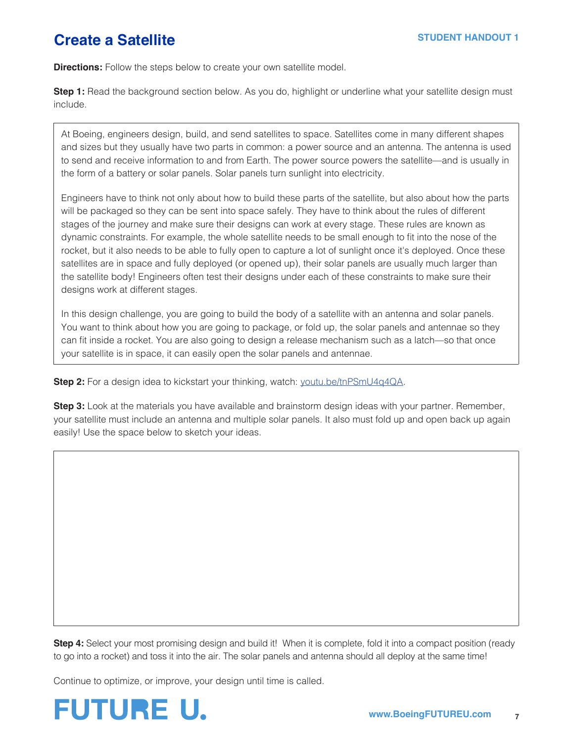# Create a Satellite

**STUDENT HANDOUT 1**

**Directions:** Follow the steps below to create your own satellite model.

**Step 1:** Read the background section below. As you do, highlight or underline what your satellite design must include.

> At Boeing, engineers design, build, and send satellites to space. Satellites come in many different shapes and sizes but they usually have two parts in common: a power source and an antenna. The antenna is used to send and receive information to and from Earth. The power source powers the satellite—and is usually in the form of a battery or solar panels. Solar panels turn sunlight into electricity.
>
> Engineers have to think not only about how to build these parts of the satellite, but also about how the parts will be packaged so they can be sent into space safely. They have to think about the rules of different stages of the journey and make sure their designs can work at every stage. These rules are known as dynamic constraints. For example, the whole satellite needs to be small enough to fit into the nose of the rocket, but it also needs to be able to fully open to capture a lot of sunlight once it's deployed. Once these satellites are in space and fully deployed (or opened up), their solar panels are usually much larger than the satellite body! Engineers often test their designs under each of these constraints to make sure their designs work at different stages.
>
> In this design challenge, you are going to build the body of a satellite with an antenna and solar panels. You want to think about how you are going to package, or fold up, the solar panels and antennae so they can fit inside a rocket. You are also going to design a release mechanism such as a latch—so that once your satellite is in space, it can easily open the solar panels and antennae.

**Step 2:** For a design idea to kickstart your thinking, watch: [youtu.be/tnPSmU4q4QA](https://youtu.be/tnPSmU4q4QA).

**Step 3:** Look at the materials you have available and brainstorm design ideas with your partner. Remember, your satellite must include an antenna and multiple solar panels. It also must fold up and open back up again easily! Use the space below to sketch your ideas.

**Step 4:** Select your most promising design and build it! When it is complete, fold it into a compact position (ready to go into a rocket) and toss it into the air. The solar panels and antenna should all deploy at the same time!

Continue to optimize, or improve, your design until time is called.

FUTURE U.

www.BoeingFUTUREU.com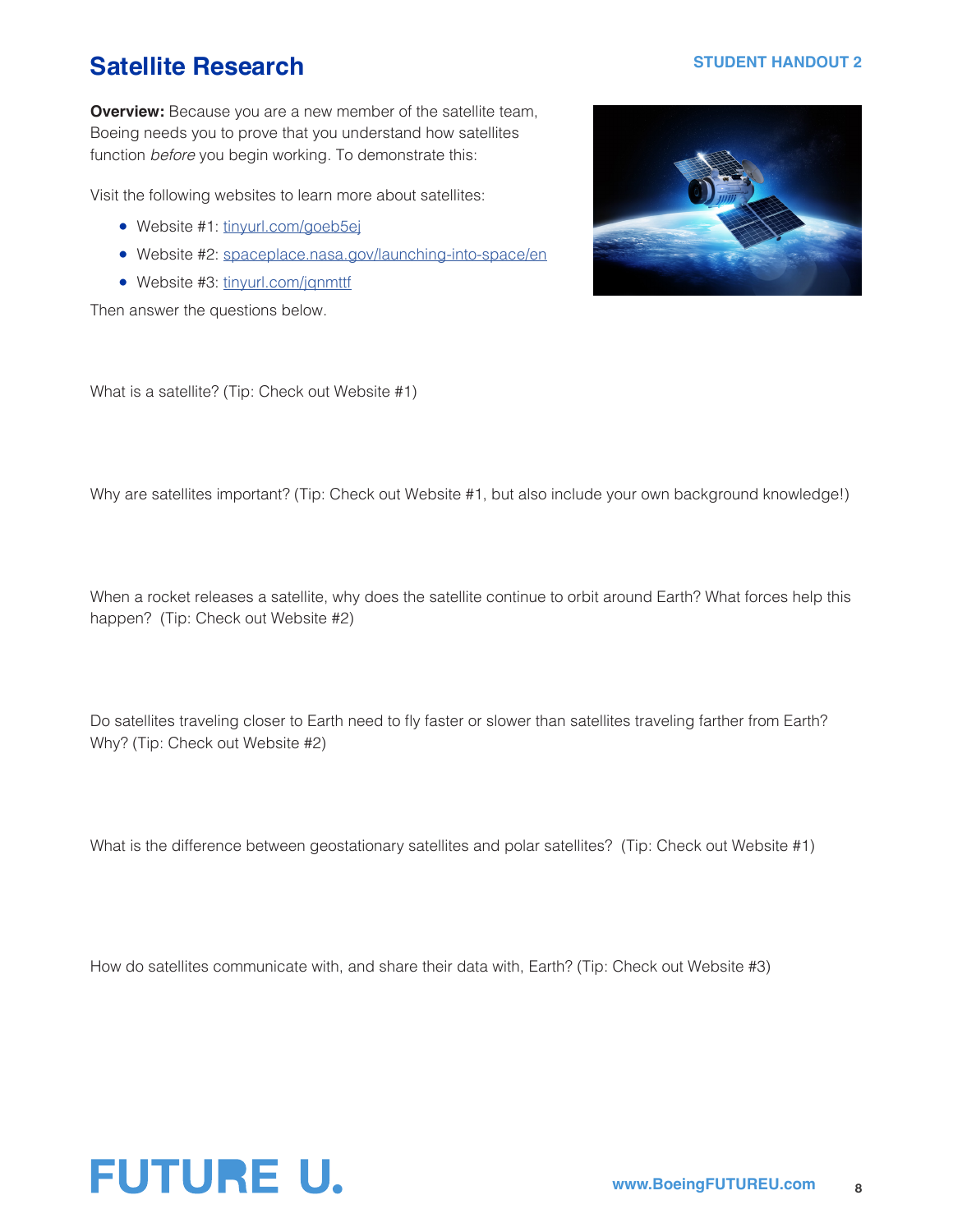# Satellite Research

STUDENT HANDOUT 2

**Overview:** Because you are a new member of the satellite team, Boeing needs you to prove that you understand how satellites function *before* you begin working. To demonstrate this:

Visit the following websites to learn more about satellites:

- Website #1: tinyurl.com/goeb5ej
- Website #2: spaceplace.nasa.gov/launching-into-space/en
- Website #3: tinyurl.com/jqnmttf

Then answer the questions below.

What is a satellite? (Tip: Check out Website #1)

Why are satellites important? (Tip: Check out Website #1, but also include your own background knowledge!)

When a rocket releases a satellite, why does the satellite continue to orbit around Earth? What forces help this happen? (Tip: Check out Website #2)

Do satellites traveling closer to Earth need to fly faster or slower than satellites traveling farther from Earth? Why? (Tip: Check out Website #2)

What is the difference between geostationary satellites and polar satellites? (Tip: Check out Website #1)

How do satellites communicate with, and share their data with, Earth? (Tip: Check out Website #3)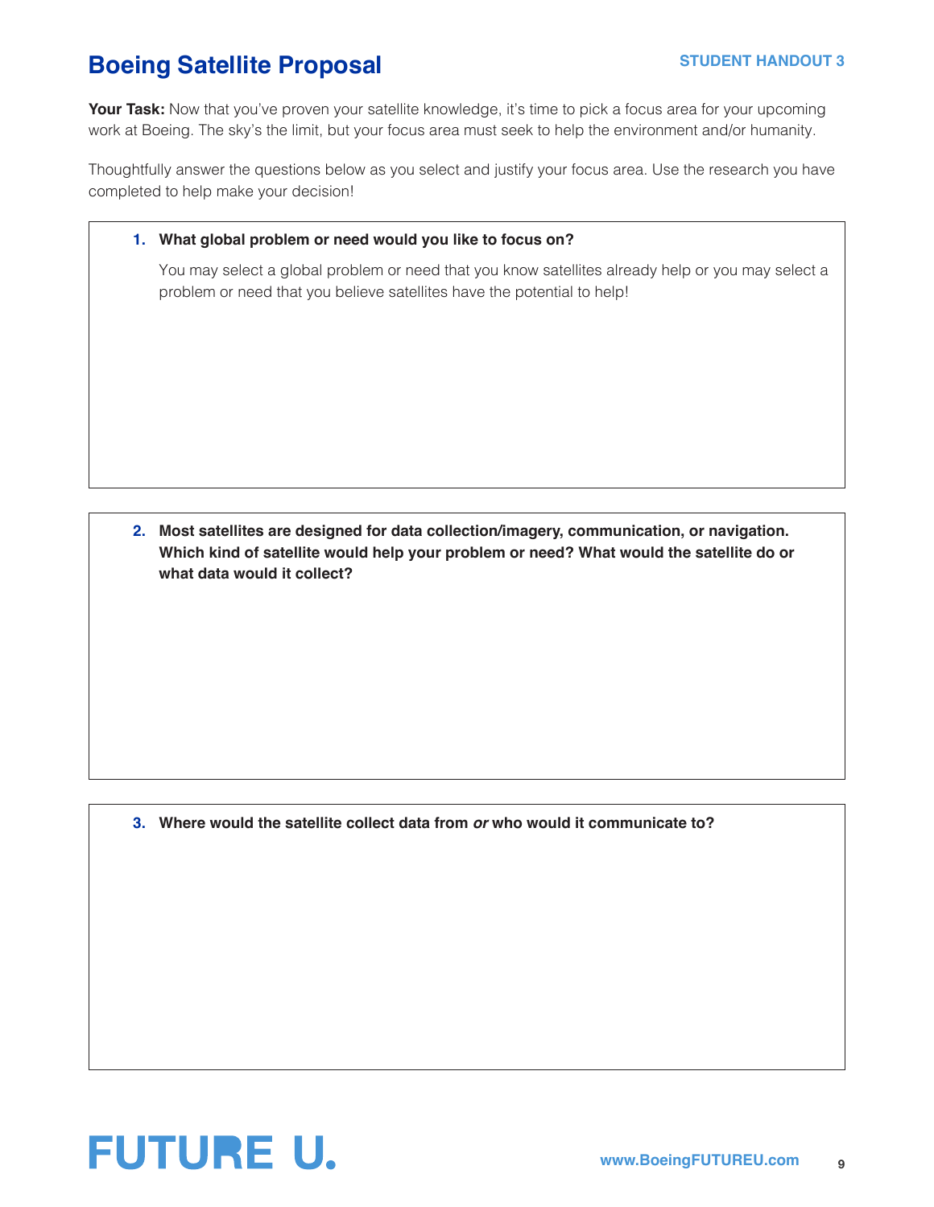# Boeing Satellite Proposal

STUDENT HANDOUT 3

**Your Task:** Now that you've proven your satellite knowledge, it's time to pick a focus area for your upcoming work at Boeing. The sky's the limit, but your focus area must seek to help the environment and/or humanity.

Thoughtfully answer the questions below as you select and justify your focus area. Use the research you have completed to help make your decision!

1. **What global problem or need would you like to focus on?**

   You may select a global problem or need that you know satellites already help or you may select a problem or need that you believe satellites have the potential to help!

2. **Most satellites are designed for data collection/imagery, communication, or navigation. Which kind of satellite would help your problem or need? What would the satellite do or what data would it collect?**

3. **Where would the satellite collect data from *or* who would it communicate to?**

FUTURE U.

www.BoeingFUTUREU.com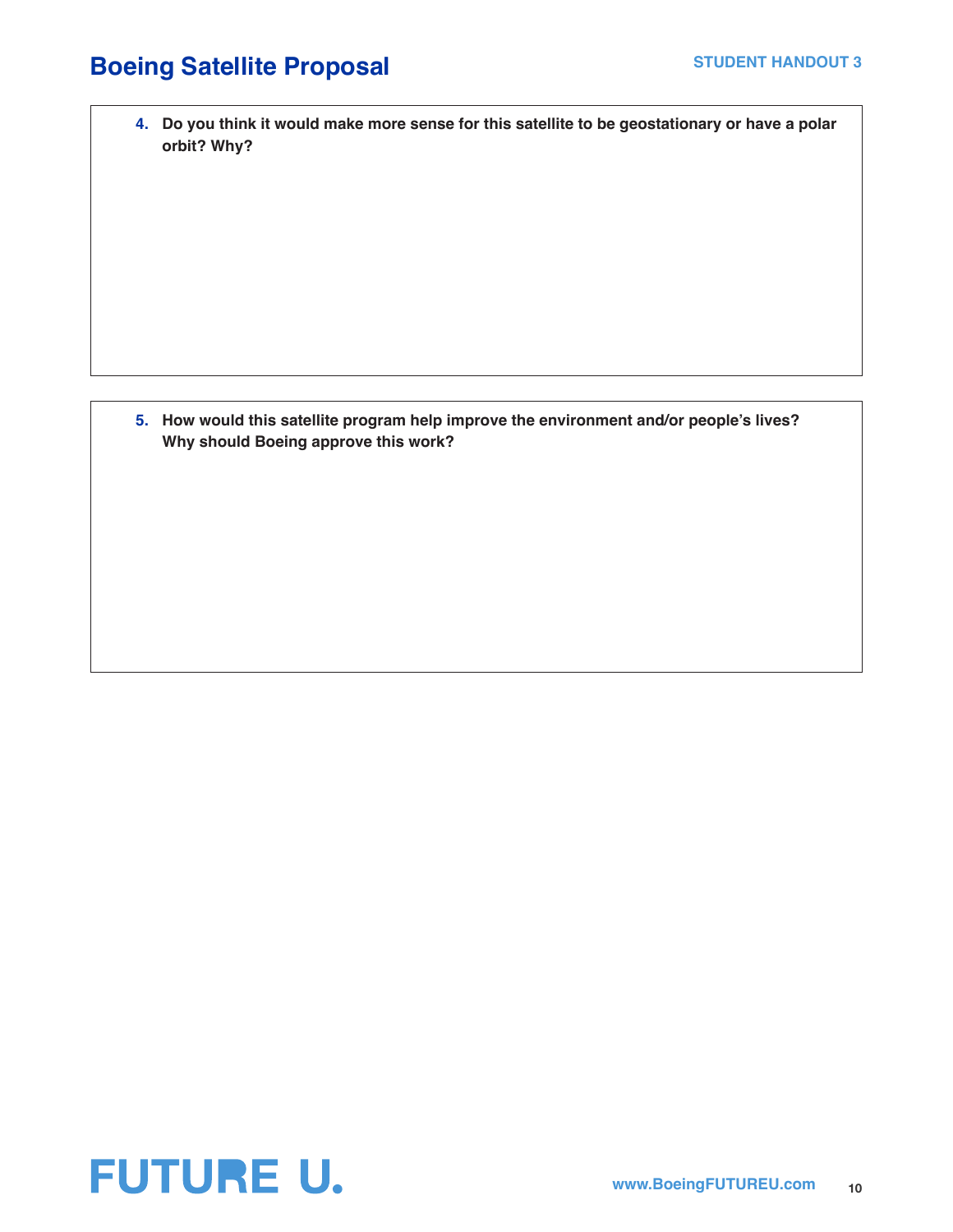# Boeing Satellite Proposal

**STUDENT HANDOUT 3**

4. **Do you think it would make more sense for this satellite to be geostationary or have a polar orbit? Why?**

5. **How would this satellite program help improve the environment and/or people's lives? Why should Boeing approve this work?**